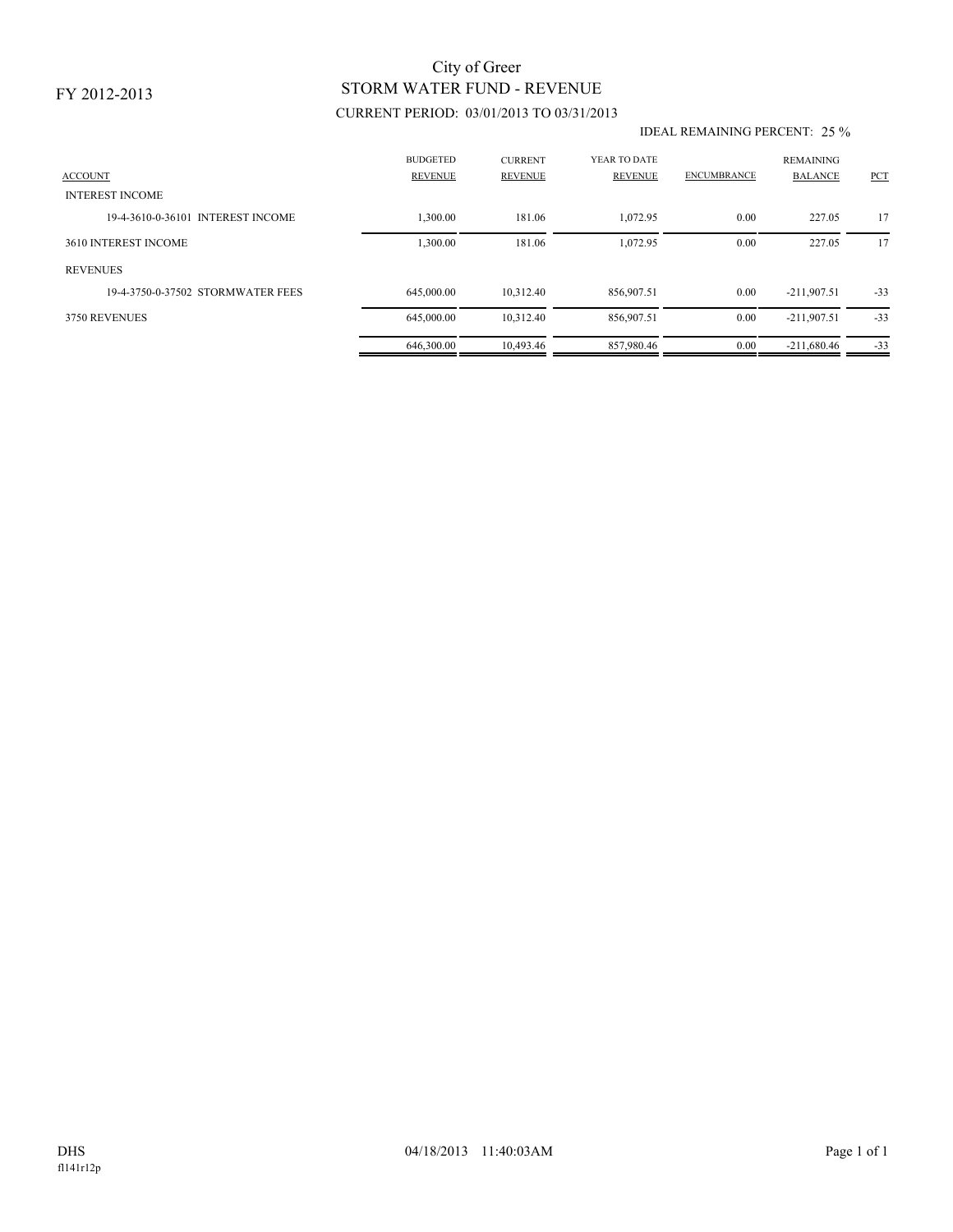FY 2012-2013

# City of Greer

## STORM WATER FUND - REVENUE

CURRENT PERIOD: 03/01/2013 TO 03/31/2013

IDEAL REMAINING PERCENT: 25 %

| ACCOUNT | BUDGETED REVENUE | CURRENT REVENUE | YEAR TO DATE REVENUE | ENCUMBRANCE | REMAINING BALANCE | PCT |
|---|---|---|---|---|---|---|
| INTEREST INCOME | | | | | | |
| 19-4-3610-0-36101 INTEREST INCOME | 1,300.00 | 181.06 | 1,072.95 | 0.00 | 227.05 | 17 |
| 3610 INTEREST INCOME | 1,300.00 | 181.06 | 1,072.95 | 0.00 | 227.05 | 17 |
| REVENUES | | | | | | |
| 19-4-3750-0-37502 STORMWATER FEES | 645,000.00 | 10,312.40 | 856,907.51 | 0.00 | -211,907.51 | -33 |
| 3750 REVENUES | 645,000.00 | 10,312.40 | 856,907.51 | 0.00 | -211,907.51 | -33 |
| | 646,300.00 | 10,493.46 | 857,980.46 | 0.00 | -211,680.46 | -33 |

DHS 04/18/2013 11:40:03AM

fl141r12p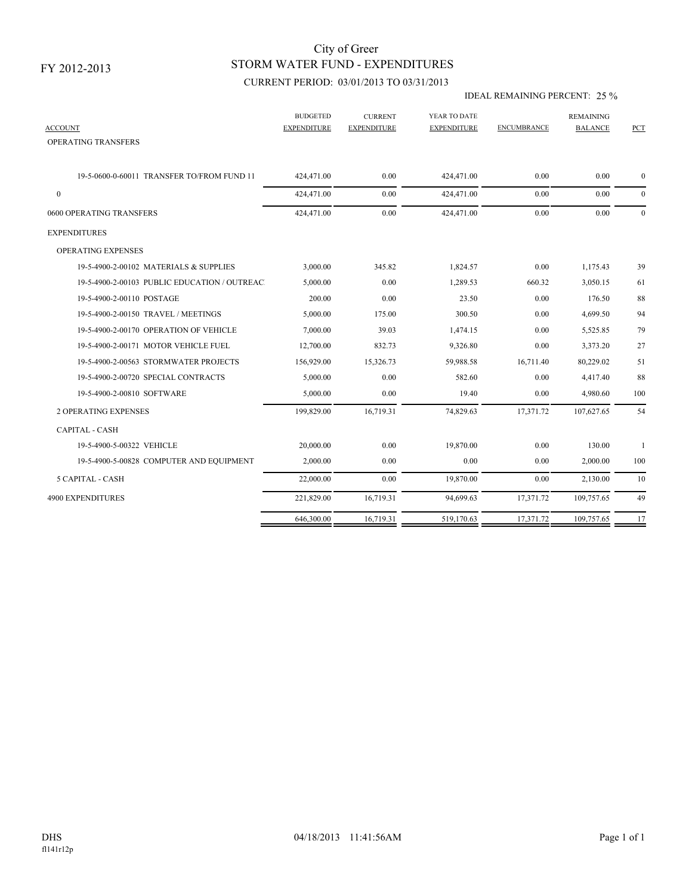FY 2012-2013

# City of Greer

## STORM WATER FUND - EXPENDITURES

CURRENT PERIOD: 03/01/2013 TO 03/31/2013

IDEAL REMAINING PERCENT: 25 %

| ACCOUNT | BUDGETED EXPENDITURE | CURRENT EXPENDITURE | YEAR TO DATE EXPENDITURE | ENCUMBRANCE | REMAINING BALANCE | PCT |
|---|---|---|---|---|---|---|
| OPERATING TRANSFERS | | | | | | |
| 19-5-0600-0-60011 TRANSFER TO/FROM FUND 11 | 424,471.00 | 0.00 | 424,471.00 | 0.00 | 0.00 | 0 |
| 0 | 424,471.00 | 0.00 | 424,471.00 | 0.00 | 0.00 | 0 |
| 0600 OPERATING TRANSFERS | 424,471.00 | 0.00 | 424,471.00 | 0.00 | 0.00 | 0 |
| EXPENDITURES | | | | | | |
| OPERATING EXPENSES | | | | | | |
| 19-5-4900-2-00102 MATERIALS & SUPPLIES | 3,000.00 | 345.82 | 1,824.57 | 0.00 | 1,175.43 | 39 |
| 19-5-4900-2-00103 PUBLIC EDUCATION / OUTREAC | 5,000.00 | 0.00 | 1,289.53 | 660.32 | 3,050.15 | 61 |
| 19-5-4900-2-00110 POSTAGE | 200.00 | 0.00 | 23.50 | 0.00 | 176.50 | 88 |
| 19-5-4900-2-00150 TRAVEL / MEETINGS | 5,000.00 | 175.00 | 300.50 | 0.00 | 4,699.50 | 94 |
| 19-5-4900-2-00170 OPERATION OF VEHICLE | 7,000.00 | 39.03 | 1,474.15 | 0.00 | 5,525.85 | 79 |
| 19-5-4900-2-00171 MOTOR VEHICLE FUEL | 12,700.00 | 832.73 | 9,326.80 | 0.00 | 3,373.20 | 27 |
| 19-5-4900-2-00563 STORMWATER PROJECTS | 156,929.00 | 15,326.73 | 59,988.58 | 16,711.40 | 80,229.02 | 51 |
| 19-5-4900-2-00720 SPECIAL CONTRACTS | 5,000.00 | 0.00 | 582.60 | 0.00 | 4,417.40 | 88 |
| 19-5-4900-2-00810 SOFTWARE | 5,000.00 | 0.00 | 19.40 | 0.00 | 4,980.60 | 100 |
| 2 OPERATING EXPENSES | 199,829.00 | 16,719.31 | 74,829.63 | 17,371.72 | 107,627.65 | 54 |
| CAPITAL - CASH | | | | | | |
| 19-5-4900-5-00322 VEHICLE | 20,000.00 | 0.00 | 19,870.00 | 0.00 | 130.00 | 1 |
| 19-5-4900-5-00828 COMPUTER AND EQUIPMENT | 2,000.00 | 0.00 | 0.00 | 0.00 | 2,000.00 | 100 |
| 5 CAPITAL - CASH | 22,000.00 | 0.00 | 19,870.00 | 0.00 | 2,130.00 | 10 |
| 4900 EXPENDITURES | 221,829.00 | 16,719.31 | 94,699.63 | 17,371.72 | 109,757.65 | 49 |
| | 646,300.00 | 16,719.31 | 519,170.63 | 17,371.72 | 109,757.65 | 17 |

DHS 04/18/2013 11:41:56AM

fl141r12p